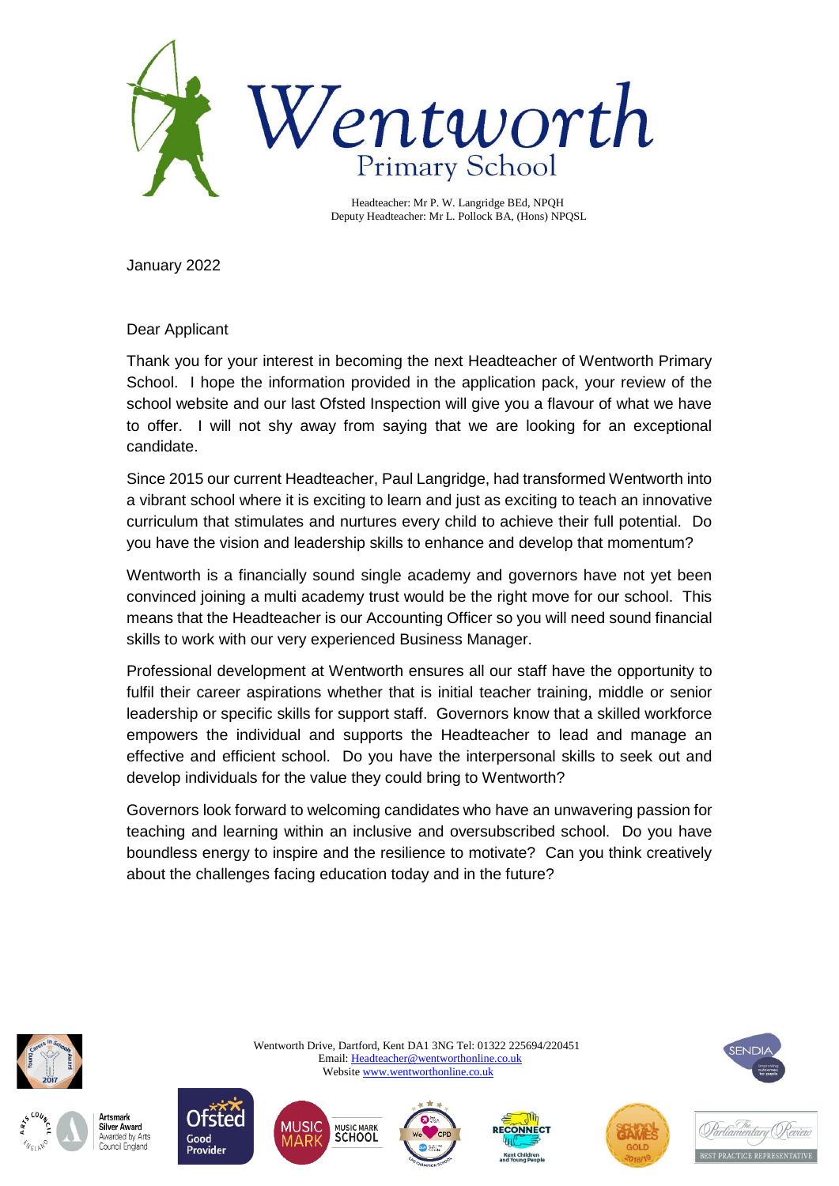# Wentworth Primary School

Headteacher: Mr P. W. Langridge BEd, NPQH
Deputy Headteacher: Mr L. Pollock BA, (Hons) NPQSL

January 2022

Dear Applicant

Thank you for your interest in becoming the next Headteacher of Wentworth Primary School. I hope the information provided in the application pack, your review of the school website and our last Ofsted Inspection will give you a flavour of what we have to offer. I will not shy away from saying that we are looking for an exceptional candidate.

Since 2015 our current Headteacher, Paul Langridge, had transformed Wentworth into a vibrant school where it is exciting to learn and just as exciting to teach an innovative curriculum that stimulates and nurtures every child to achieve their full potential. Do you have the vision and leadership skills to enhance and develop that momentum?

Wentworth is a financially sound single academy and governors have not yet been convinced joining a multi academy trust would be the right move for our school. This means that the Headteacher is our Accounting Officer so you will need sound financial skills to work with our very experienced Business Manager.

Professional development at Wentworth ensures all our staff have the opportunity to fulfil their career aspirations whether that is initial teacher training, middle or senior leadership or specific skills for support staff. Governors know that a skilled workforce empowers the individual and supports the Headteacher to lead and manage an effective and efficient school. Do you have the interpersonal skills to seek out and develop individuals for the value they could bring to Wentworth?

Governors look forward to welcoming candidates who have an unwavering passion for teaching and learning within an inclusive and oversubscribed school. Do you have boundless energy to inspire and the resilience to motivate? Can you think creatively about the challenges facing education today and in the future?

Wentworth Drive, Dartford, Kent DA1 3NG Tel: 01322 225694/220451
Email: Headteacher@wentworthonline.co.uk
Website www.wentworthonline.co.uk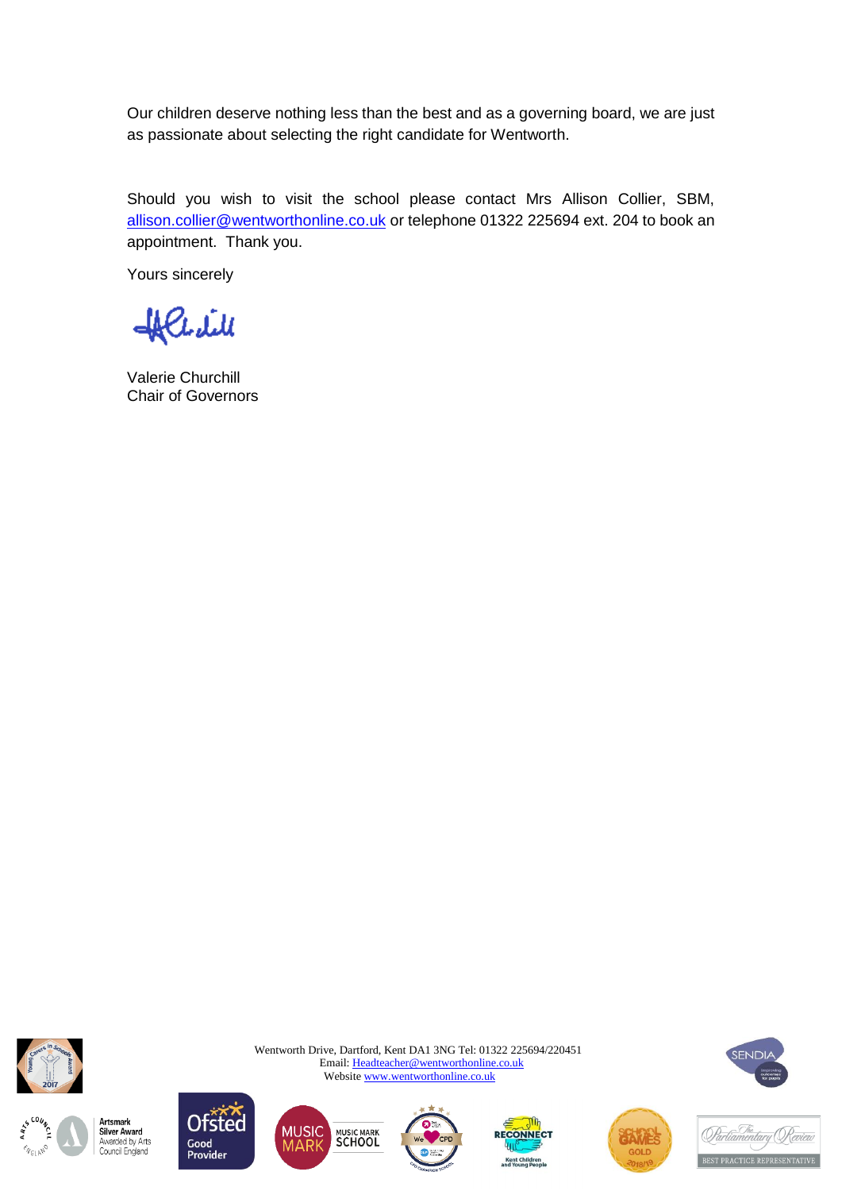Our children deserve nothing less than the best and as a governing board, we are just as passionate about selecting the right candidate for Wentworth.

Should you wish to visit the school please contact Mrs Allison Collier, SBM, allison.collier@wentworthonline.co.uk or telephone 01322 225694 ext. 204 to book an appointment. Thank you.

Yours sincerely

Valerie Churchill
Chair of Governors

Wentworth Drive, Dartford, Kent DA1 3NG Tel: 01322 225694/220451
Email: Headteacher@wentworthonline.co.uk
Website www.wentworthonline.co.uk